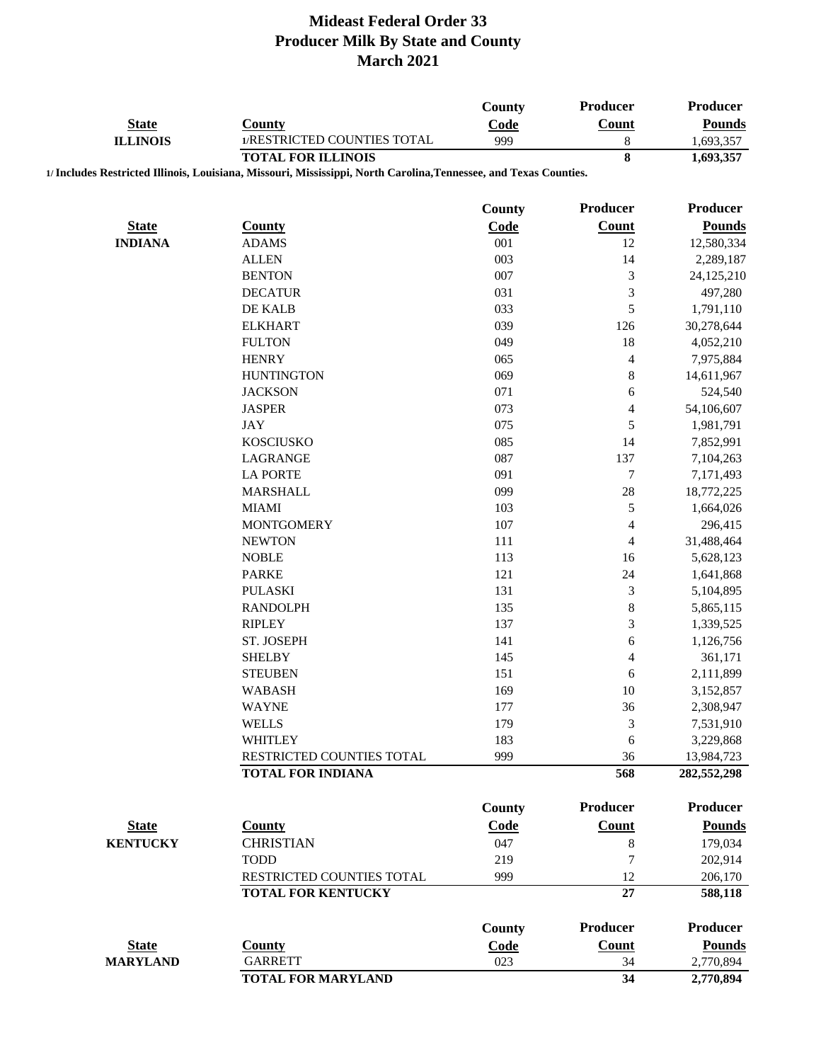# Mideast Federal Order 33
## Producer Milk By State and County
## March 2021

| State | County | County Code | Producer Count | Producer Pounds |
|---|---|---|---|---|
| ILLINOIS | 1/RESTRICTED COUNTIES TOTAL | 999 | 8 | 1,693,357 |
| | **TOTAL FOR ILLINOIS** | | **8** | **1,693,357** |

**1/ Includes Restricted Illinois, Louisiana, Missouri, Mississippi, North Carolina,Tennessee, and Texas Counties.**

| State | County | County Code | Producer Count | Producer Pounds |
|---|---|---|---|---|
| INDIANA | ADAMS | 001 | 12 | 12,580,334 |
| | ALLEN | 003 | 14 | 2,289,187 |
| | BENTON | 007 | 3 | 24,125,210 |
| | DECATUR | 031 | 3 | 497,280 |
| | DE KALB | 033 | 5 | 1,791,110 |
| | ELKHART | 039 | 126 | 30,278,644 |
| | FULTON | 049 | 18 | 4,052,210 |
| | HENRY | 065 | 4 | 7,975,884 |
| | HUNTINGTON | 069 | 8 | 14,611,967 |
| | JACKSON | 071 | 6 | 524,540 |
| | JASPER | 073 | 4 | 54,106,607 |
| | JAY | 075 | 5 | 1,981,791 |
| | KOSCIUSKO | 085 | 14 | 7,852,991 |
| | LAGRANGE | 087 | 137 | 7,104,263 |
| | LA PORTE | 091 | 7 | 7,171,493 |
| | MARSHALL | 099 | 28 | 18,772,225 |
| | MIAMI | 103 | 5 | 1,664,026 |
| | MONTGOMERY | 107 | 4 | 296,415 |
| | NEWTON | 111 | 4 | 31,488,464 |
| | NOBLE | 113 | 16 | 5,628,123 |
| | PARKE | 121 | 24 | 1,641,868 |
| | PULASKI | 131 | 3 | 5,104,895 |
| | RANDOLPH | 135 | 8 | 5,865,115 |
| | RIPLEY | 137 | 3 | 1,339,525 |
| | ST. JOSEPH | 141 | 6 | 1,126,756 |
| | SHELBY | 145 | 4 | 361,171 |
| | STEUBEN | 151 | 6 | 2,111,899 |
| | WABASH | 169 | 10 | 3,152,857 |
| | WAYNE | 177 | 36 | 2,308,947 |
| | WELLS | 179 | 3 | 7,531,910 |
| | WHITLEY | 183 | 6 | 3,229,868 |
| | RESTRICTED COUNTIES TOTAL | 999 | 36 | 13,984,723 |
| | **TOTAL FOR INDIANA** | | **568** | **282,552,298** |

| State | County | County Code | Producer Count | Producer Pounds |
|---|---|---|---|---|
| KENTUCKY | CHRISTIAN | 047 | 8 | 179,034 |
| | TODD | 219 | 7 | 202,914 |
| | RESTRICTED COUNTIES TOTAL | 999 | 12 | 206,170 |
| | **TOTAL FOR KENTUCKY** | | **27** | **588,118** |

| State | County | County Code | Producer Count | Producer Pounds |
|---|---|---|---|---|
| MARYLAND | GARRETT | 023 | 34 | 2,770,894 |
| | **TOTAL FOR MARYLAND** | | **34** | **2,770,894** |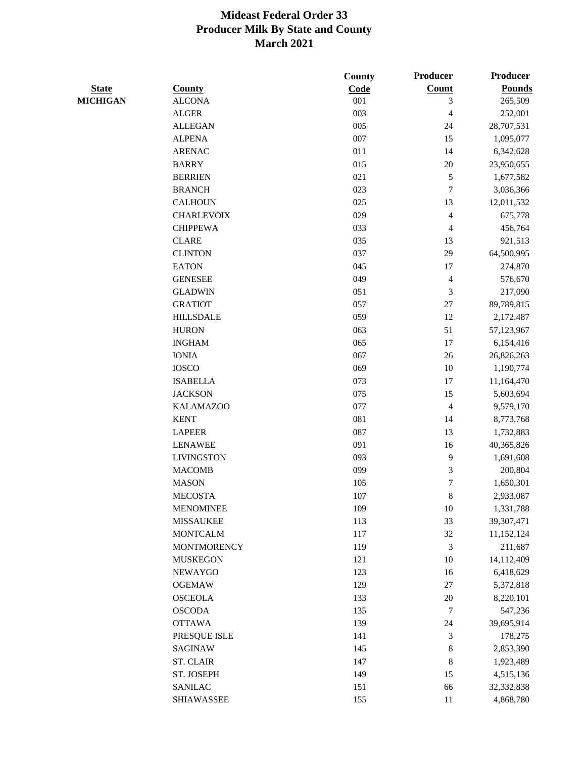# Mideast Federal Order 33
## Producer Milk By State and County
## March 2021

| State | County | County Code | Producer Count | Producer Pounds |
|---|---|---|---|---|
| MICHIGAN | ALCONA | 001 | 3 | 265,509 |
| | ALGER | 003 | 4 | 252,001 |
| | ALLEGAN | 005 | 24 | 28,707,531 |
| | ALPENA | 007 | 15 | 1,095,077 |
| | ARENAC | 011 | 14 | 6,342,628 |
| | BARRY | 015 | 20 | 23,950,655 |
| | BERRIEN | 021 | 5 | 1,677,582 |
| | BRANCH | 023 | 7 | 3,036,366 |
| | CALHOUN | 025 | 13 | 12,011,532 |
| | CHARLEVOIX | 029 | 4 | 675,778 |
| | CHIPPEWA | 033 | 4 | 456,764 |
| | CLARE | 035 | 13 | 921,513 |
| | CLINTON | 037 | 29 | 64,500,995 |
| | EATON | 045 | 17 | 274,870 |
| | GENESEE | 049 | 4 | 576,670 |
| | GLADWIN | 051 | 3 | 217,090 |
| | GRATIOT | 057 | 27 | 89,789,815 |
| | HILLSDALE | 059 | 12 | 2,172,487 |
| | HURON | 063 | 51 | 57,123,967 |
| | INGHAM | 065 | 17 | 6,154,416 |
| | IONIA | 067 | 26 | 26,826,263 |
| | IOSCO | 069 | 10 | 1,190,774 |
| | ISABELLA | 073 | 17 | 11,164,470 |
| | JACKSON | 075 | 15 | 5,603,694 |
| | KALAMAZOO | 077 | 4 | 9,579,170 |
| | KENT | 081 | 14 | 8,773,768 |
| | LAPEER | 087 | 13 | 1,732,883 |
| | LENAWEE | 091 | 16 | 40,365,826 |
| | LIVINGSTON | 093 | 9 | 1,691,608 |
| | MACOMB | 099 | 3 | 200,804 |
| | MASON | 105 | 7 | 1,650,301 |
| | MECOSTA | 107 | 8 | 2,933,087 |
| | MENOMINEE | 109 | 10 | 1,331,788 |
| | MISSAUKEE | 113 | 33 | 39,307,471 |
| | MONTCALM | 117 | 32 | 11,152,124 |
| | MONTMORENCY | 119 | 3 | 211,687 |
| | MUSKEGON | 121 | 10 | 14,112,409 |
| | NEWAYGO | 123 | 16 | 6,418,629 |
| | OGEMAW | 129 | 27 | 5,372,818 |
| | OSCEOLA | 133 | 20 | 8,220,101 |
| | OSCODA | 135 | 7 | 547,236 |
| | OTTAWA | 139 | 24 | 39,695,914 |
| | PRESQUE ISLE | 141 | 3 | 178,275 |
| | SAGINAW | 145 | 8 | 2,853,390 |
| | ST. CLAIR | 147 | 8 | 1,923,489 |
| | ST. JOSEPH | 149 | 15 | 4,515,136 |
| | SANILAC | 151 | 66 | 32,332,838 |
| | SHIAWASSEE | 155 | 11 | 4,868,780 |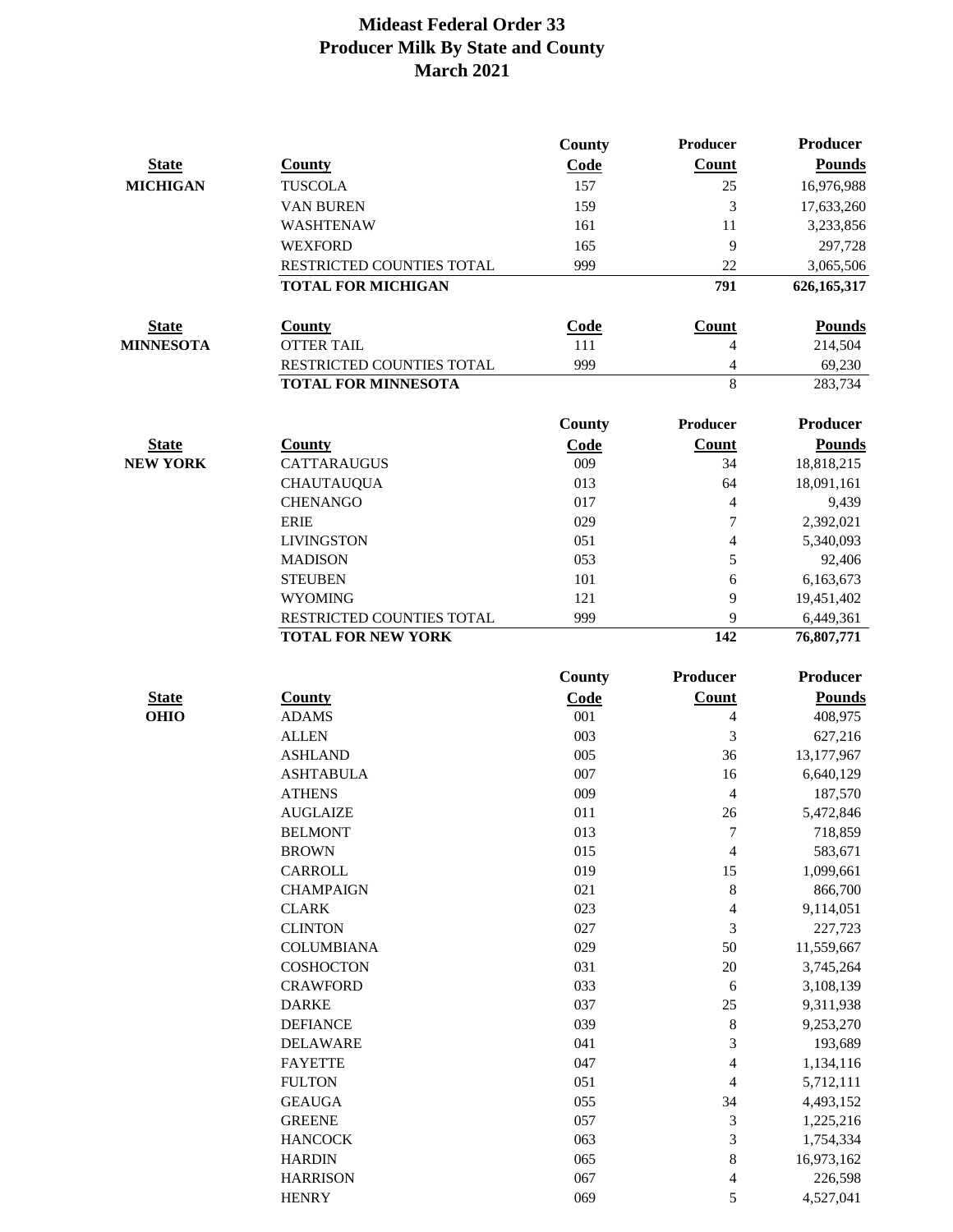# Mideast Federal Order 33
## Producer Milk By State and County
## March 2021

| State | County | County Code | Producer Count | Producer Pounds |
|---|---|---|---|---|
| MICHIGAN | TUSCOLA | 157 | 25 | 16,976,988 |
| | VAN BUREN | 159 | 3 | 17,633,260 |
| | WASHTENAW | 161 | 11 | 3,233,856 |
| | WEXFORD | 165 | 9 | 297,728 |
| | RESTRICTED COUNTIES TOTAL | 999 | 22 | 3,065,506 |
| | **TOTAL FOR MICHIGAN** | | **791** | **626,165,317** |

| State | County | Code | Count | Pounds |
|---|---|---|---|---|
| MINNESOTA | OTTER TAIL | 111 | 4 | 214,504 |
| | RESTRICTED COUNTIES TOTAL | 999 | 4 | 69,230 |
| | **TOTAL FOR MINNESOTA** | | 8 | 283,734 |

| State | County | County Code | Producer Count | Producer Pounds |
|---|---|---|---|---|
| NEW YORK | CATTARAUGUS | 009 | 34 | 18,818,215 |
| | CHAUTAUQUA | 013 | 64 | 18,091,161 |
| | CHENANGO | 017 | 4 | 9,439 |
| | ERIE | 029 | 7 | 2,392,021 |
| | LIVINGSTON | 051 | 4 | 5,340,093 |
| | MADISON | 053 | 5 | 92,406 |
| | STEUBEN | 101 | 6 | 6,163,673 |
| | WYOMING | 121 | 9 | 19,451,402 |
| | RESTRICTED COUNTIES TOTAL | 999 | 9 | 6,449,361 |
| | **TOTAL FOR NEW YORK** | | **142** | **76,807,771** |

| State | County | County Code | Producer Count | Producer Pounds |
|---|---|---|---|---|
| OHIO | ADAMS | 001 | 4 | 408,975 |
| | ALLEN | 003 | 3 | 627,216 |
| | ASHLAND | 005 | 36 | 13,177,967 |
| | ASHTABULA | 007 | 16 | 6,640,129 |
| | ATHENS | 009 | 4 | 187,570 |
| | AUGLAIZE | 011 | 26 | 5,472,846 |
| | BELMONT | 013 | 7 | 718,859 |
| | BROWN | 015 | 4 | 583,671 |
| | CARROLL | 019 | 15 | 1,099,661 |
| | CHAMPAIGN | 021 | 8 | 866,700 |
| | CLARK | 023 | 4 | 9,114,051 |
| | CLINTON | 027 | 3 | 227,723 |
| | COLUMBIANA | 029 | 50 | 11,559,667 |
| | COSHOCTON | 031 | 20 | 3,745,264 |
| | CRAWFORD | 033 | 6 | 3,108,139 |
| | DARKE | 037 | 25 | 9,311,938 |
| | DEFIANCE | 039 | 8 | 9,253,270 |
| | DELAWARE | 041 | 3 | 193,689 |
| | FAYETTE | 047 | 4 | 1,134,116 |
| | FULTON | 051 | 4 | 5,712,111 |
| | GEAUGA | 055 | 34 | 4,493,152 |
| | GREENE | 057 | 3 | 1,225,216 |
| | HANCOCK | 063 | 3 | 1,754,334 |
| | HARDIN | 065 | 8 | 16,973,162 |
| | HARRISON | 067 | 4 | 226,598 |
| | HENRY | 069 | 5 | 4,527,041 |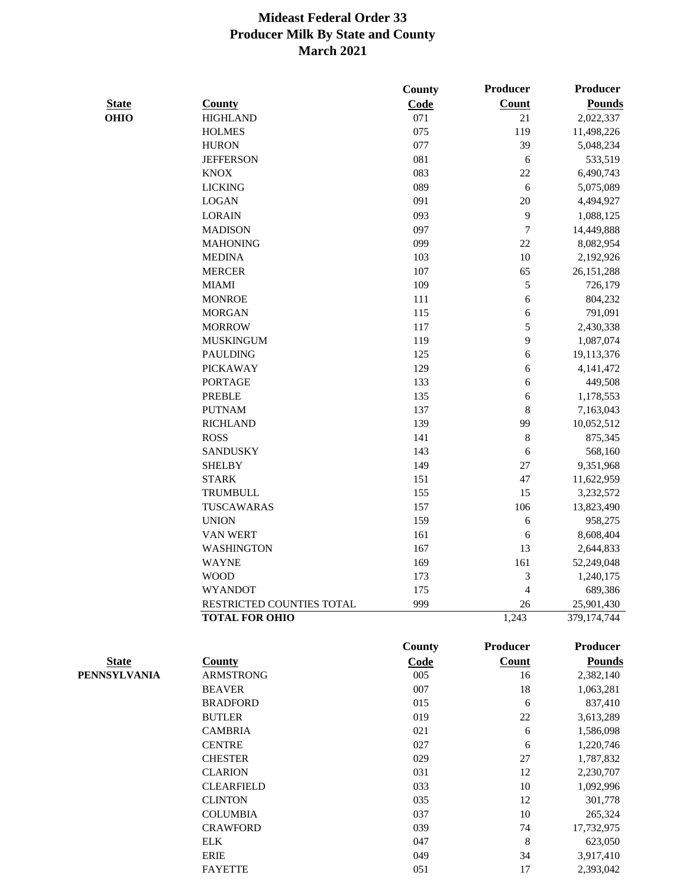# Mideast Federal Order 33
## Producer Milk By State and County
## March 2021

| State | County | County Code | Producer Count | Producer Pounds |
|---|---|---|---|---|
| OHIO | HIGHLAND | 071 | 21 | 2,022,337 |
| | HOLMES | 075 | 119 | 11,498,226 |
| | HURON | 077 | 39 | 5,048,234 |
| | JEFFERSON | 081 | 6 | 533,519 |
| | KNOX | 083 | 22 | 6,490,743 |
| | LICKING | 089 | 6 | 5,075,089 |
| | LOGAN | 091 | 20 | 4,494,927 |
| | LORAIN | 093 | 9 | 1,088,125 |
| | MADISON | 097 | 7 | 14,449,888 |
| | MAHONING | 099 | 22 | 8,082,954 |
| | MEDINA | 103 | 10 | 2,192,926 |
| | MERCER | 107 | 65 | 26,151,288 |
| | MIAMI | 109 | 5 | 726,179 |
| | MONROE | 111 | 6 | 804,232 |
| | MORGAN | 115 | 6 | 791,091 |
| | MORROW | 117 | 5 | 2,430,338 |
| | MUSKINGUM | 119 | 9 | 1,087,074 |
| | PAULDING | 125 | 6 | 19,113,376 |
| | PICKAWAY | 129 | 6 | 4,141,472 |
| | PORTAGE | 133 | 6 | 449,508 |
| | PREBLE | 135 | 6 | 1,178,553 |
| | PUTNAM | 137 | 8 | 7,163,043 |
| | RICHLAND | 139 | 99 | 10,052,512 |
| | ROSS | 141 | 8 | 875,345 |
| | SANDUSKY | 143 | 6 | 568,160 |
| | SHELBY | 149 | 27 | 9,351,968 |
| | STARK | 151 | 47 | 11,622,959 |
| | TRUMBULL | 155 | 15 | 3,232,572 |
| | TUSCAWARAS | 157 | 106 | 13,823,490 |
| | UNION | 159 | 6 | 958,275 |
| | VAN WERT | 161 | 6 | 8,608,404 |
| | WASHINGTON | 167 | 13 | 2,644,833 |
| | WAYNE | 169 | 161 | 52,249,048 |
| | WOOD | 173 | 3 | 1,240,175 |
| | WYANDOT | 175 | 4 | 689,386 |
| | RESTRICTED COUNTIES TOTAL | 999 | 26 | 25,901,430 |
| | **TOTAL FOR OHIO** | | 1,243 | 379,174,744 |

| State | County | County Code | Producer Count | Producer Pounds |
|---|---|---|---|---|
| PENNSYLVANIA | ARMSTRONG | 005 | 16 | 2,382,140 |
| | BEAVER | 007 | 18 | 1,063,281 |
| | BRADFORD | 015 | 6 | 837,410 |
| | BUTLER | 019 | 22 | 3,613,289 |
| | CAMBRIA | 021 | 6 | 1,586,098 |
| | CENTRE | 027 | 6 | 1,220,746 |
| | CHESTER | 029 | 27 | 1,787,832 |
| | CLARION | 031 | 12 | 2,230,707 |
| | CLEARFIELD | 033 | 10 | 1,092,996 |
| | CLINTON | 035 | 12 | 301,778 |
| | COLUMBIA | 037 | 10 | 265,324 |
| | CRAWFORD | 039 | 74 | 17,732,975 |
| | ELK | 047 | 8 | 623,050 |
| | ERIE | 049 | 34 | 3,917,410 |
| | FAYETTE | 051 | 17 | 2,393,042 |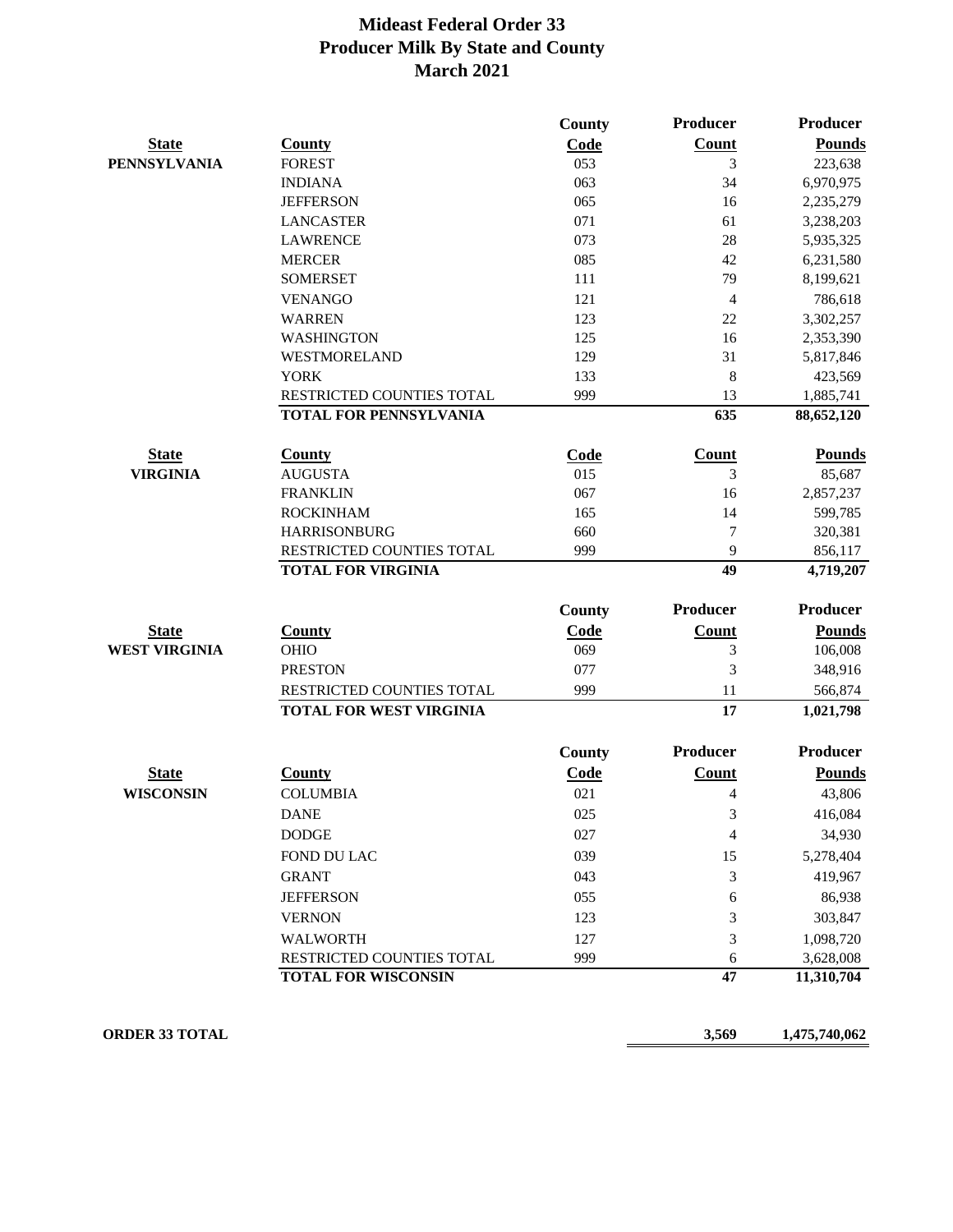# Mideast Federal Order 33
## Producer Milk By State and County
## March 2021

| State | County | County Code | Producer Count | Producer Pounds |
|---|---|---|---|---|
| PENNSYLVANIA | FOREST | 053 | 3 | 223,638 |
| | INDIANA | 063 | 34 | 6,970,975 |
| | JEFFERSON | 065 | 16 | 2,235,279 |
| | LANCASTER | 071 | 61 | 3,238,203 |
| | LAWRENCE | 073 | 28 | 5,935,325 |
| | MERCER | 085 | 42 | 6,231,580 |
| | SOMERSET | 111 | 79 | 8,199,621 |
| | VENANGO | 121 | 4 | 786,618 |
| | WARREN | 123 | 22 | 3,302,257 |
| | WASHINGTON | 125 | 16 | 2,353,390 |
| | WESTMORELAND | 129 | 31 | 5,817,846 |
| | YORK | 133 | 8 | 423,569 |
| | RESTRICTED COUNTIES TOTAL | 999 | 13 | 1,885,741 |
| | **TOTAL FOR PENNSYLVANIA** | | **635** | **88,652,120** |

| State | County | Code | Count | Pounds |
|---|---|---|---|---|
| VIRGINIA | AUGUSTA | 015 | 3 | 85,687 |
| | FRANKLIN | 067 | 16 | 2,857,237 |
| | ROCKINHAM | 165 | 14 | 599,785 |
| | HARRISONBURG | 660 | 7 | 320,381 |
| | RESTRICTED COUNTIES TOTAL | 999 | 9 | 856,117 |
| | **TOTAL FOR VIRGINIA** | | **49** | **4,719,207** |

| State | County | County Code | Producer Count | Producer Pounds |
|---|---|---|---|---|
| WEST VIRGINIA | OHIO | 069 | 3 | 106,008 |
| | PRESTON | 077 | 3 | 348,916 |
| | RESTRICTED COUNTIES TOTAL | 999 | 11 | 566,874 |
| | **TOTAL FOR WEST VIRGINIA** | | **17** | **1,021,798** |

| State | County | County Code | Producer Count | Producer Pounds |
|---|---|---|---|---|
| WISCONSIN | COLUMBIA | 021 | 4 | 43,806 |
| | DANE | 025 | 3 | 416,084 |
| | DODGE | 027 | 4 | 34,930 |
| | FOND DU LAC | 039 | 15 | 5,278,404 |
| | GRANT | 043 | 3 | 419,967 |
| | JEFFERSON | 055 | 6 | 86,938 |
| | VERNON | 123 | 3 | 303,847 |
| | WALWORTH | 127 | 3 | 1,098,720 |
| | RESTRICTED COUNTIES TOTAL | 999 | 6 | 3,628,008 |
| | **TOTAL FOR WISCONSIN** | | **47** | **11,310,704** |

| | | | | |
|---|---|---|---|---|
| **ORDER 33 TOTAL** | | | **3,569** | **1,475,740,062** |